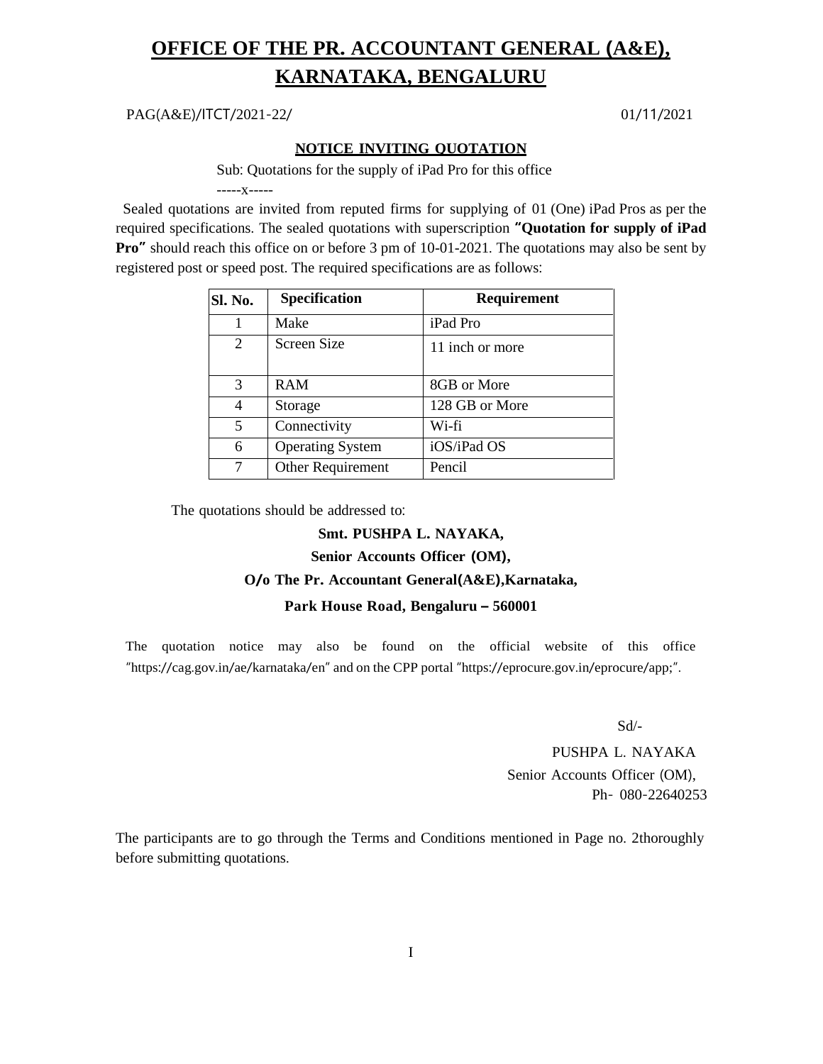# OFFICE OF THE PR. ACCOUNTANT GENERAL (A&E), KARNATAKA, BENGALURU

PAG(A&E)/ITCT/2021-22/ 01/11/2021

**NOTICE INVITING QUOTATION**

Sub: Quotations for the supply of iPad Pro for this office

-----x-----

Sealed quotations are invited from reputed firms for supplying of 01 (One) iPad Pros as per the required specifications. The sealed quotations with superscription **"Quotation for supply of iPad Pro"** should reach this office on or before 3 pm of 10-01-2021. The quotations may also be sent by registered post or speed post. The required specifications are as follows:

| Sl. No. | Specification | Requirement |
|---|---|---|
| 1 | Make | iPad Pro |
| 2 | Screen Size | 11 inch or more |
| 3 | RAM | 8GB or More |
| 4 | Storage | 128 GB or More |
| 5 | Connectivity | Wi-fi |
| 6 | Operating System | iOS/iPad OS |
| 7 | Other Requirement | Pencil |

The quotations should be addressed to:

**Smt. PUSHPA L. NAYAKA,**
**Senior Accounts Officer (OM),**
**O/o The Pr. Accountant General(A&E),Karnataka,**
**Park House Road, Bengaluru – 560001**

The quotation notice may also be found on the official website of this office "https://cag.gov.in/ae/karnataka/en" and on the CPP portal "https://eprocure.gov.in/eprocure/app;".

Sd/-

PUSHPA L. NAYAKA
Senior Accounts Officer (OM),
Ph- 080-22640253

The participants are to go through the Terms and Conditions mentioned in Page no. 2thoroughly before submitting quotations.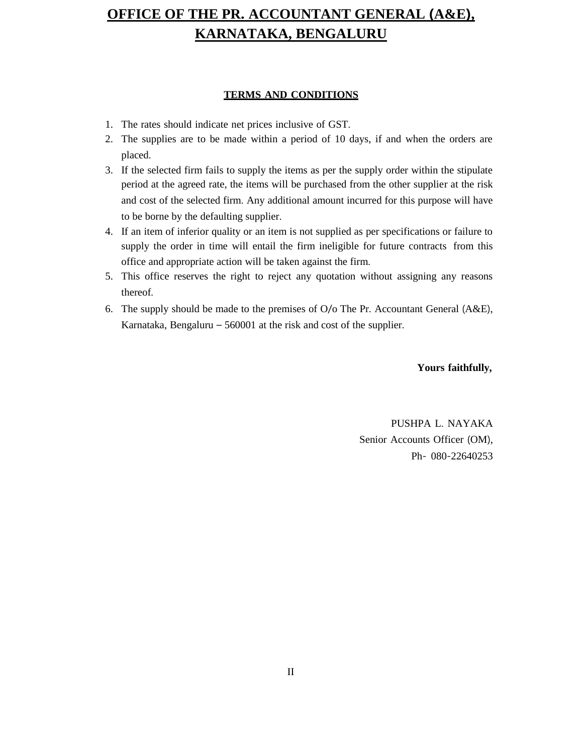# OFFICE OF THE PR. ACCOUNTANT GENERAL (A&E), KARNATAKA, BENGALURU

## TERMS AND CONDITIONS

1. The rates should indicate net prices inclusive of GST.
2. The supplies are to be made within a period of 10 days, if and when the orders are placed.
3. If the selected firm fails to supply the items as per the supply order within the stipulate period at the agreed rate, the items will be purchased from the other supplier at the risk and cost of the selected firm. Any additional amount incurred for this purpose will have to be borne by the defaulting supplier.
4. If an item of inferior quality or an item is not supplied as per specifications or failure to supply the order in time will entail the firm ineligible for future contracts from this office and appropriate action will be taken against the firm.
5. This office reserves the right to reject any quotation without assigning any reasons thereof.
6. The supply should be made to the premises of O/o The Pr. Accountant General (A&E), Karnataka, Bengaluru – 560001 at the risk and cost of the supplier.

**Yours faithfully,**

PUSHPA L. NAYAKA
Senior Accounts Officer (OM),
Ph- 080-22640253